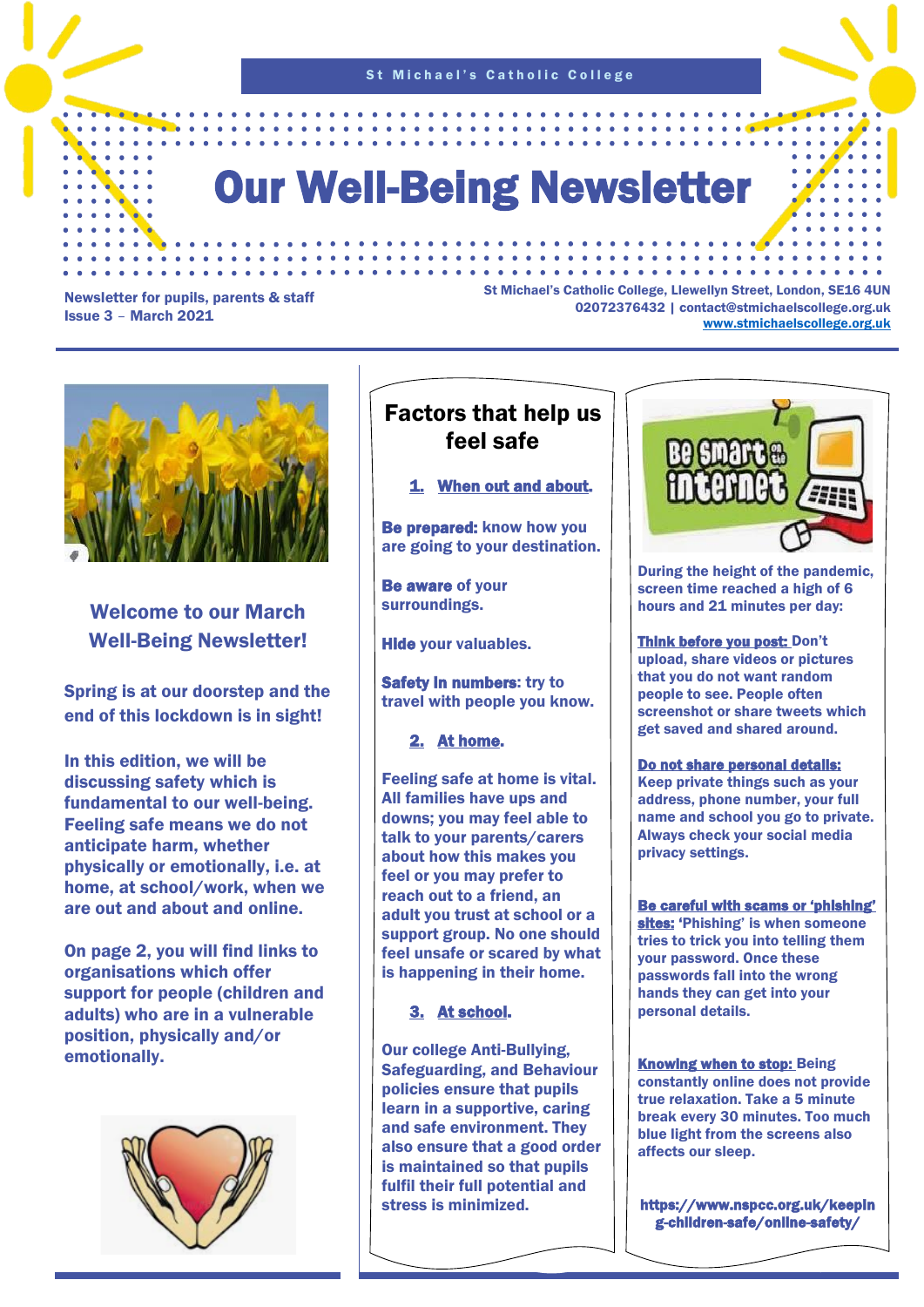St Michael's Catholic College

# Our Well-Being Newsletter

**Newsletter for pupils, parents & staff**
**Issue 3 – March 2021**

**St Michael's Catholic College, Llewellyn Street, London, SE16 4UN**
**02072376432 | contact@stmichaelscollege.org.uk**
**www.stmichaelscollege.org.uk**

## Welcome to our March Well-Being Newsletter!

**Spring is at our doorstep and the end of this lockdown is in sight!**

**In this edition, we will be discussing safety which is fundamental to our well-being. Feeling safe means we do not anticipate harm, whether physically or emotionally, i.e. at home, at school/work, when we are out and about and online.**

**On page 2, you will find links to organisations which offer support for people (children and adults) who are in a vulnerable position, physically and/or emotionally.**

## Factors that help us feel safe

### 1. When out and about.

**Be prepared:** know how you are going to your destination.

**Be aware** of your surroundings.

**Hide** your valuables.

**Safety in numbers**: try to travel with people you know.

### 2. At home.

Feeling safe at home is vital. All families have ups and downs; you may feel able to talk to your parents/carers about how this makes you feel or you may prefer to reach out to a friend, an adult you trust at school or a support group. No one should feel unsafe or scared by what is happening in their home.

### 3. At school.

Our college Anti-Bullying, Safeguarding, and Behaviour policies ensure that pupils learn in a supportive, caring and safe environment. They also ensure that a good order is maintained so that pupils fulfil their full potential and stress is minimized.

## Be Smart on the internet

During the height of the pandemic, screen time reached a high of 6 hours and 21 minutes per day:

**Think before you post:** Don't upload, share videos or pictures that you do not want random people to see. People often screenshot or share tweets which get saved and shared around.

**Do not share personal details:** Keep private things such as your address, phone number, your full name and school you go to private. Always check your social media privacy settings.

**Be careful with scams or 'phishing' sites:** 'Phishing' is when someone tries to trick you into telling them your password. Once these passwords fall into the wrong hands they can get into your personal details.

**Knowing when to stop:** Being constantly online does not provide true relaxation. Take a 5 minute break every 30 minutes. Too much blue light from the screens also affects our sleep.

**https://www.nspcc.org.uk/keeping-children-safe/online-safety/**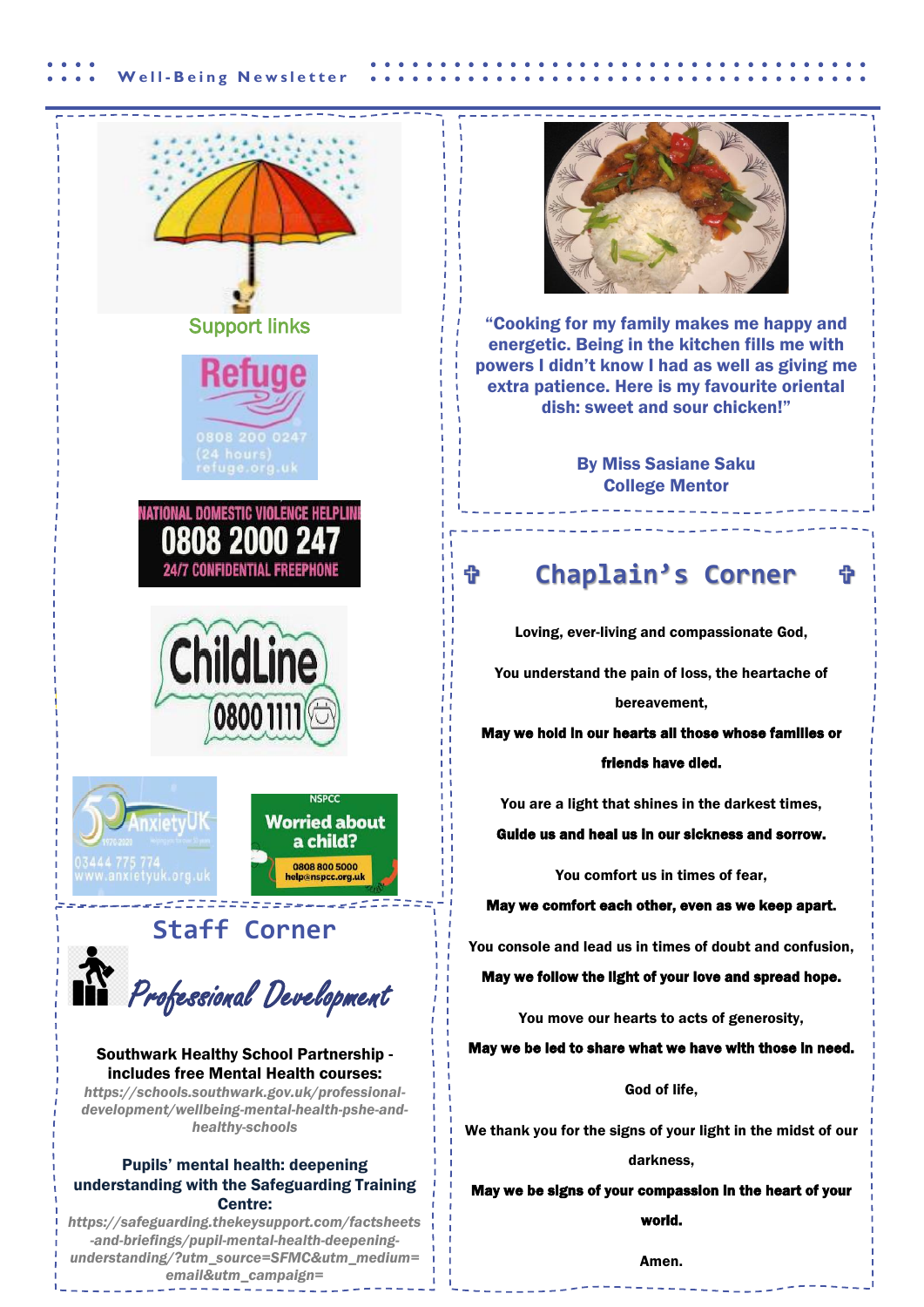Support links

Refuge
0808 200 0247
(24 hours)
refuge.org.uk

NATIONAL DOMESTIC VIOLENCE HELPLINE
0808 2000 247
24/7 CONFIDENTIAL FREEPHONE

ChildLine 0800 1111

AnxietyUK
03444 775 774
www.anxietyuk.org.uk

NSPCC
Worried about a child?
0808 800 5000
help@nspcc.org.uk

## Staff Corner

### *Professional Development*

**Southwark Healthy School Partnership - includes free Mental Health courses:**
*https://schools.southwark.gov.uk/professional-development/wellbeing-mental-health-pshe-and-healthy-schools*

**Pupils' mental health: deepening understanding with the Safeguarding Training Centre:**
*https://safeguarding.thekeysupport.com/factsheets-and-briefings/pupil-mental-health-deepening-understanding/?utm_source=SFMC&utm_medium=email&utm_campaign=*

**"Cooking for my family makes me happy and energetic. Being in the kitchen fills me with powers I didn't know I had as well as giving me extra patience. Here is my favourite oriental dish: sweet and sour chicken!"**

**By Miss Sasiane Saku**
**College Mentor**

## ✞ Chaplain's Corner ✞

**Loving, ever-living and compassionate God,**

**You understand the pain of loss, the heartache of bereavement,**

**May we hold in our hearts all those whose families or friends have died.**

**You are a light that shines in the darkest times,**

**Guide us and heal us in our sickness and sorrow.**

**You comfort us in times of fear,**

**May we comfort each other, even as we keep apart.**

**You console and lead us in times of doubt and confusion,**

**May we follow the light of your love and spread hope.**

**You move our hearts to acts of generosity,**

**May we be led to share what we have with those in need.**

**God of life,**

**We thank you for the signs of your light in the midst of our darkness,**

**May we be signs of your compassion in the heart of your world.**

**Amen.**